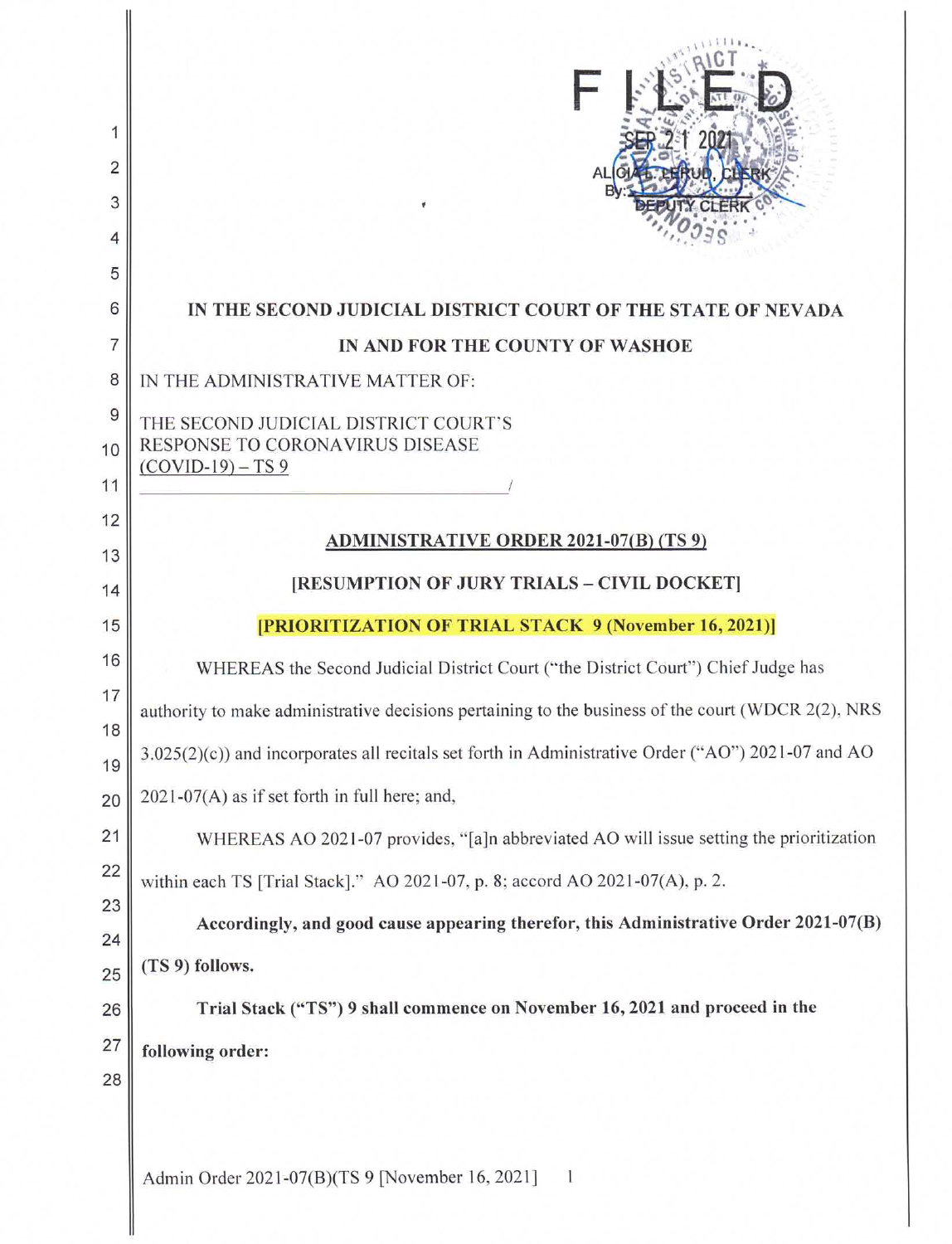FILED

SEP 2 1 2021

ALICIA L. LERUD, CLERK

By: DEPUTY CLERK

**IN THE SECOND JUDICIAL DISTRICT COURT OF THE STATE OF NEVADA**

**IN AND FOR THE COUNTY OF WASHOE**

IN THE ADMINISTRATIVE MATTER OF:

THE SECOND JUDICIAL DISTRICT COURT'S RESPONSE TO CORONAVIRUS DISEASE (COVID-19) – TS 9 /

**ADMINISTRATIVE ORDER 2021-07(B) (TS 9)**

**[RESUMPTION OF JURY TRIALS – CIVIL DOCKET]**

**[PRIORITIZATION OF TRIAL STACK 9 (November 16, 2021)]**

WHEREAS the Second Judicial District Court ("the District Court") Chief Judge has authority to make administrative decisions pertaining to the business of the court (WDCR 2(2), NRS 3.025(2)(c)) and incorporates all recitals set forth in Administrative Order ("AO") 2021-07 and AO 2021-07(A) as if set forth in full here; and,

WHEREAS AO 2021-07 provides, "[a]n abbreviated AO will issue setting the prioritization within each TS [Trial Stack]." AO 2021-07, p. 8; accord AO 2021-07(A), p. 2.

**Accordingly, and good cause appearing therefor, this Administrative Order 2021-07(B) (TS 9) follows.**

**Trial Stack ("TS") 9 shall commence on November 16, 2021 and proceed in the following order:**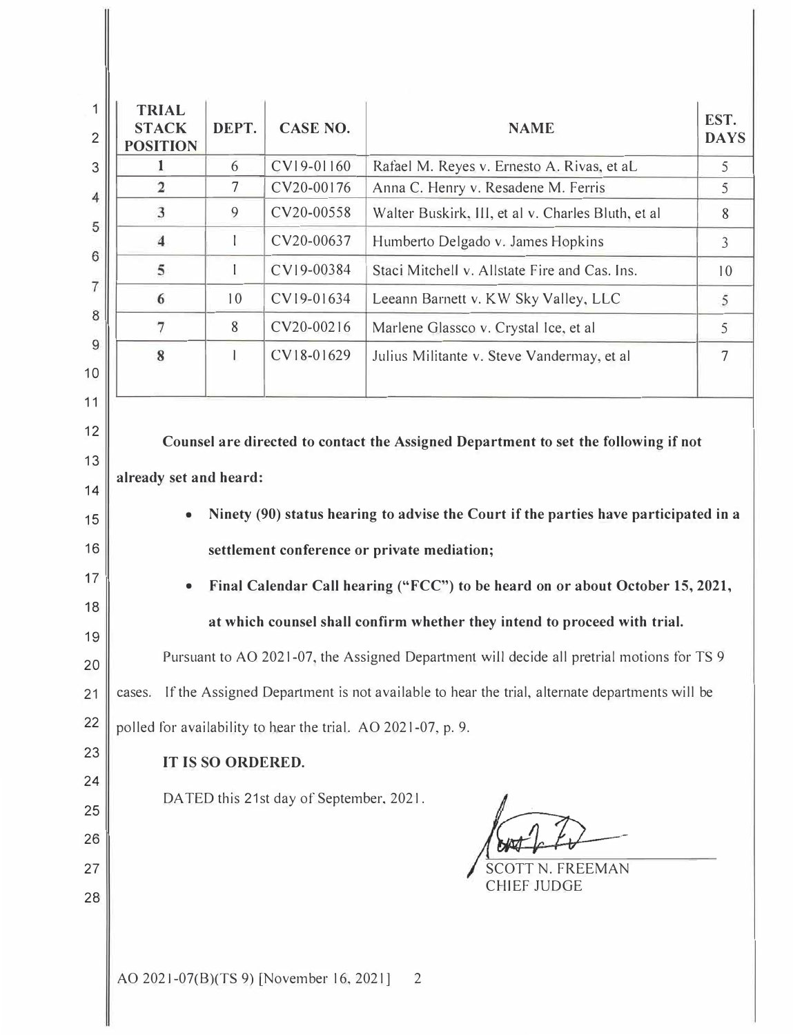| TRIAL STACK POSITION | DEPT. | CASE NO. | NAME | EST. DAYS |
|---|---|---|---|---|
| 1 | 6 | CV19-01160 | Rafael M. Reyes v. Ernesto A. Rivas, et aL | 5 |
| 2 | 7 | CV20-00176 | Anna C. Henry v. Resadene M. Ferris | 5 |
| 3 | 9 | CV20-00558 | Walter Buskirk, III, et al v. Charles Bluth, et al | 8 |
| 4 | 1 | CV20-00637 | Humberto Delgado v. James Hopkins | 3 |
| 5 | 1 | CV19-00384 | Staci Mitchell v. Allstate Fire and Cas. Ins. | 10 |
| 6 | 10 | CV19-01634 | Leeann Barnett v. KW Sky Valley, LLC | 5 |
| 7 | 8 | CV20-00216 | Marlene Glassco v. Crystal Ice, et al | 5 |
| 8 | 1 | CV18-01629 | Julius Militante v. Steve Vandermay, et al | 7 |

**Counsel are directed to contact the Assigned Department to set the following if not already set and heard:**

- **Ninety (90) status hearing to advise the Court if the parties have participated in a settlement conference or private mediation;**
- **Final Calendar Call hearing ("FCC") to be heard on or about October 15, 2021, at which counsel shall confirm whether they intend to proceed with trial.**

Pursuant to AO 2021-07, the Assigned Department will decide all pretrial motions for TS 9 cases. If the Assigned Department is not available to hear the trial, alternate departments will be polled for availability to hear the trial. AO 2021-07, p. 9.

**IT IS SO ORDERED.**

DATED this 21st day of September, 2021.

SCOTT N. FREEMAN
CHIEF JUDGE

AO 2021-07(B)(TS 9) [November 16, 2021]